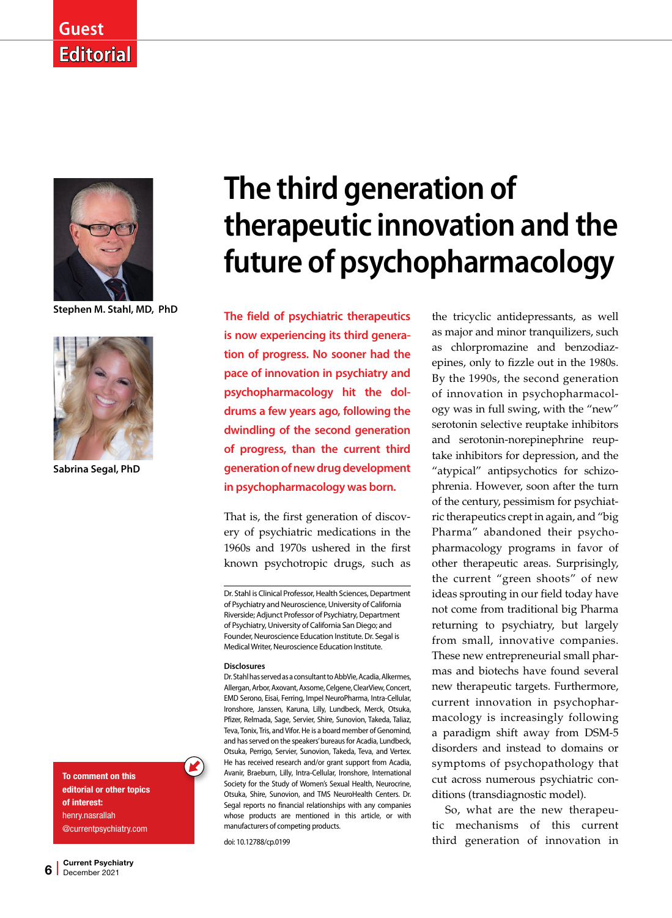Guest Editorial

# The third generation of therapeutic innovation and the future of psychopharmacology

Stephen M. Stahl, MD, PhD

Sabrina Segal, PhD

**The field of psychiatric therapeutics is now experiencing its third generation of progress. No sooner had the pace of innovation in psychiatry and psychopharmacology hit the doldrums a few years ago, following the dwindling of the second generation of progress, than the current third generation of new drug development in psychopharmacology was born.**

That is, the first generation of discovery of psychiatric medications in the 1960s and 1970s ushered in the first known psychotropic drugs, such as the tricyclic antidepressants, as well as major and minor tranquilizers, such as chlorpromazine and benzodiazepines, only to fizzle out in the 1980s. By the 1990s, the second generation of innovation in psychopharmacology was in full swing, with the "new" serotonin selective reuptake inhibitors and serotonin-norepinephrine reuptake inhibitors for depression, and the "atypical" antipsychotics for schizophrenia. However, soon after the turn of the century, pessimism for psychiatric therapeutics crept in again, and "big Pharma" abandoned their psychopharmacology programs in favor of other therapeutic areas. Surprisingly, the current "green shoots" of new ideas sprouting in our field today have not come from traditional big Pharma returning to psychiatry, but largely from small, innovative companies. These new entrepreneurial small pharmas and biotechs have found several new therapeutic targets. Furthermore, current innovation in psychopharmacology is increasingly following a paradigm shift away from DSM-5 disorders and instead to domains or symptoms of psychopathology that cut across numerous psychiatric conditions (transdiagnostic model).

So, what are the new therapeutic mechanisms of this current third generation of innovation in

---

Dr. Stahl is Clinical Professor, Health Sciences, Department of Psychiatry and Neuroscience, University of California Riverside; Adjunct Professor of Psychiatry, Department of Psychiatry, University of California San Diego; and Founder, Neuroscience Education Institute. Dr. Segal is Medical Writer, Neuroscience Education Institute.

**Disclosures**

Dr. Stahl has served as a consultant to AbbVie, Acadia, Alkermes, Allergan, Arbor, Axovant, Axsome, Celgene, ClearView, Concert, EMD Serono, Eisai, Ferring, Impel NeuroPharma, Intra-Cellular, Ironshore, Janssen, Karuna, Lilly, Lundbeck, Merck, Otsuka, Pfizer, Relmada, Sage, Servier, Shire, Sunovion, Takeda, Taliaz, Teva, Tonix, Tris, and Vifor. He is a board member of Genomind, and has served on the speakers' bureaus for Acadia, Lundbeck, Otsuka, Perrigo, Servier, Sunovion, Takeda, Teva, and Vertex. He has received research and/or grant support from Acadia, Avanir, Braeburn, Lilly, Intra-Cellular, Ironshore, International Society for the Study of Women's Sexual Health, Neurocrine, Otsuka, Shire, Sunovion, and TMS NeuroHealth Centers. Dr. Segal reports no financial relationships with any companies whose products are mentioned in this article, or with manufacturers of competing products.

doi: 10.12788/cp.0199

**To comment on this editorial or other topics of interest:** henry.nasrallah@currentpsychiatry.com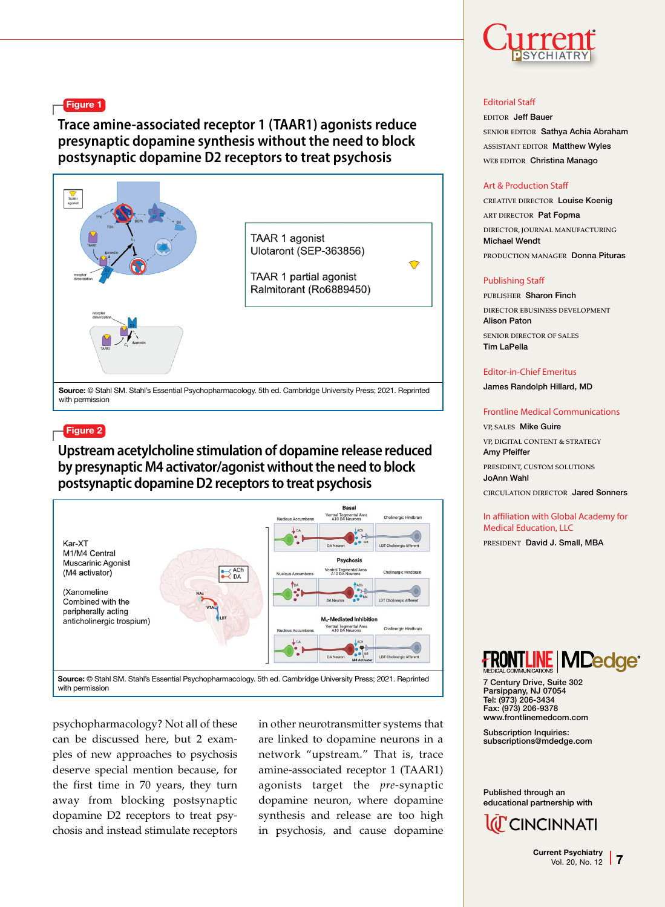**Figure 1**

## Trace amine-associated receptor 1 (TAAR1) agonists reduce presynaptic dopamine synthesis without the need to block postsynaptic dopamine D2 receptors to treat psychosis

TAAR 1 agonist
Ulotaront (SEP-363856)

TAAR 1 partial agonist
Ralmitorant (Ro6889450)

**Source:** © Stahl SM. Stahl's Essential Psychopharmacology. 5th ed. Cambridge University Press; 2021. Reprinted with permission

**Figure 2**

## Upstream acetylcholine stimulation of dopamine release reduced by presynaptic M4 activator/agonist without the need to block postsynaptic dopamine D2 receptors to treat psychosis

Kar-XT
M1/M4 Central Muscarinic Agonist
(M4 activator)

(Xanomeline Combined with the peripherally acting anticholinergic trospium)

**Source:** © Stahl SM. Stahl's Essential Psychopharmacology. 5th ed. Cambridge University Press; 2021. Reprinted with permission

psychopharmacology? Not all of these can be discussed here, but 2 examples of new approaches to psychosis deserve special mention because, for the first time in 70 years, they turn away from blocking postsynaptic dopamine D2 receptors to treat psychosis and instead stimulate receptors in other neurotransmitter systems that are linked to dopamine neurons in a network "upstream." That is, trace amine-associated receptor 1 (TAAR1) agonists target the *pre*-synaptic dopamine neuron, where dopamine synthesis and release are too high in psychosis, and cause dopamine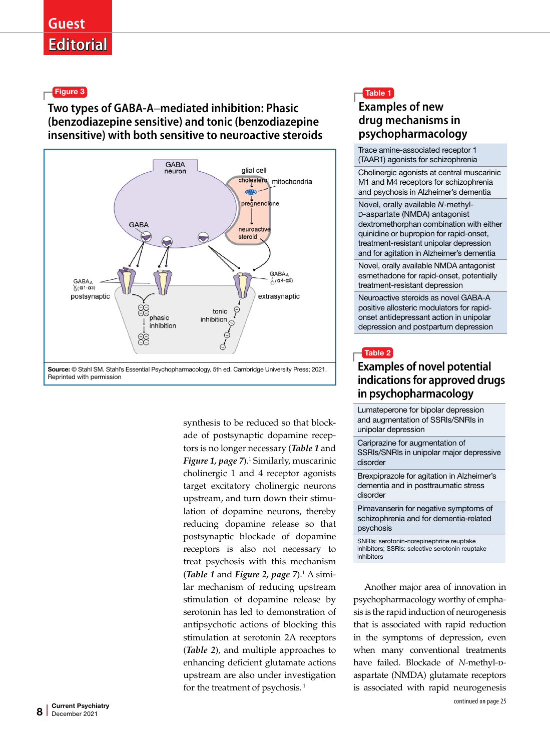**Figure 3**

## Two types of GABA-A–mediated inhibition: Phasic (benzodiazepine sensitive) and tonic (benzodiazepine insensitive) with both sensitive to neuroactive steroids

GABA neuron

glial cell

cholesterol

mitochondria

pregnenolone

neuroactive steroid

GABA

$GABA_A$ $\gamma$($\alpha$1-$\alpha$3)

postsynaptic

phasic inhibition

tonic inhibition

$GABA_A$ $\delta$($\alpha$4-$\alpha$6)

extrasynaptic

**Source:** © Stahl SM. Stahl's Essential Psychopharmacology. 5th ed. Cambridge University Press; 2021. Reprinted with permission

synthesis to be reduced so that blockade of postsynaptic dopamine receptors is no longer necessary (***Table 1*** and ***Figure 1, page 7***).[1] Similarly, muscarinic cholinergic 1 and 4 receptor agonists target excitatory cholinergic neurons upstream, and turn down their stimulation of dopamine neurons, thereby reducing dopamine release so that postsynaptic blockade of dopamine receptors is also not necessary to treat psychosis with this mechanism (***Table 1*** and ***Figure 2, page 7***).[1] A similar mechanism of reducing upstream stimulation of dopamine release by serotonin has led to demonstration of antipsychotic actions of blocking this stimulation at serotonin 2A receptors (***Table 2***), and multiple approaches to enhancing deficient glutamate actions upstream are also under investigation for the treatment of psychosis.[1]

**Table 1**

## Examples of new drug mechanisms in psychopharmacology

| |
|---|
| Trace amine-associated receptor 1 (TAAR1) agonists for schizophrenia |
| Cholinergic agonists at central muscarinic M1 and M4 receptors for schizophrenia and psychosis in Alzheimer's dementia |
| Novel, orally available *N*-methyl-D-aspartate (NMDA) antagonist dextromethorphan combination with either quinidine or bupropion for rapid-onset, treatment-resistant unipolar depression and for agitation in Alzheimer's dementia |
| Novel, orally available NMDA antagonist esmethadone for rapid-onset, potentially treatment-resistant depression |
| Neuroactive steroids as novel GABA-A positive allosteric modulators for rapid-onset antidepressant action in unipolar depression and postpartum depression |

**Table 2**

## Examples of novel potential indications for approved drugs in psychopharmacology

| |
|---|
| Lumateperone for bipolar depression and augmentation of SSRIs/SNRIs in unipolar depression |
| Cariprazine for augmentation of SSRIs/SNRIs in unipolar major depressive disorder |
| Brexpiprazole for agitation in Alzheimer's dementia and in posttraumatic stress disorder |
| Pimavanserin for negative symptoms of schizophrenia and for dementia-related psychosis |

SNRIs: serotonin-norepinephrine reuptake inhibitors; SSRIs: selective serotonin reuptake inhibitors

Another major area of innovation in psychopharmacology worthy of emphasis is the rapid induction of neurogenesis that is associated with rapid reduction in the symptoms of depression, even when many conventional treatments have failed. Blockade of *N*-methyl-D-aspartate (NMDA) glutamate receptors is associated with rapid neurogenesis

continued on page 25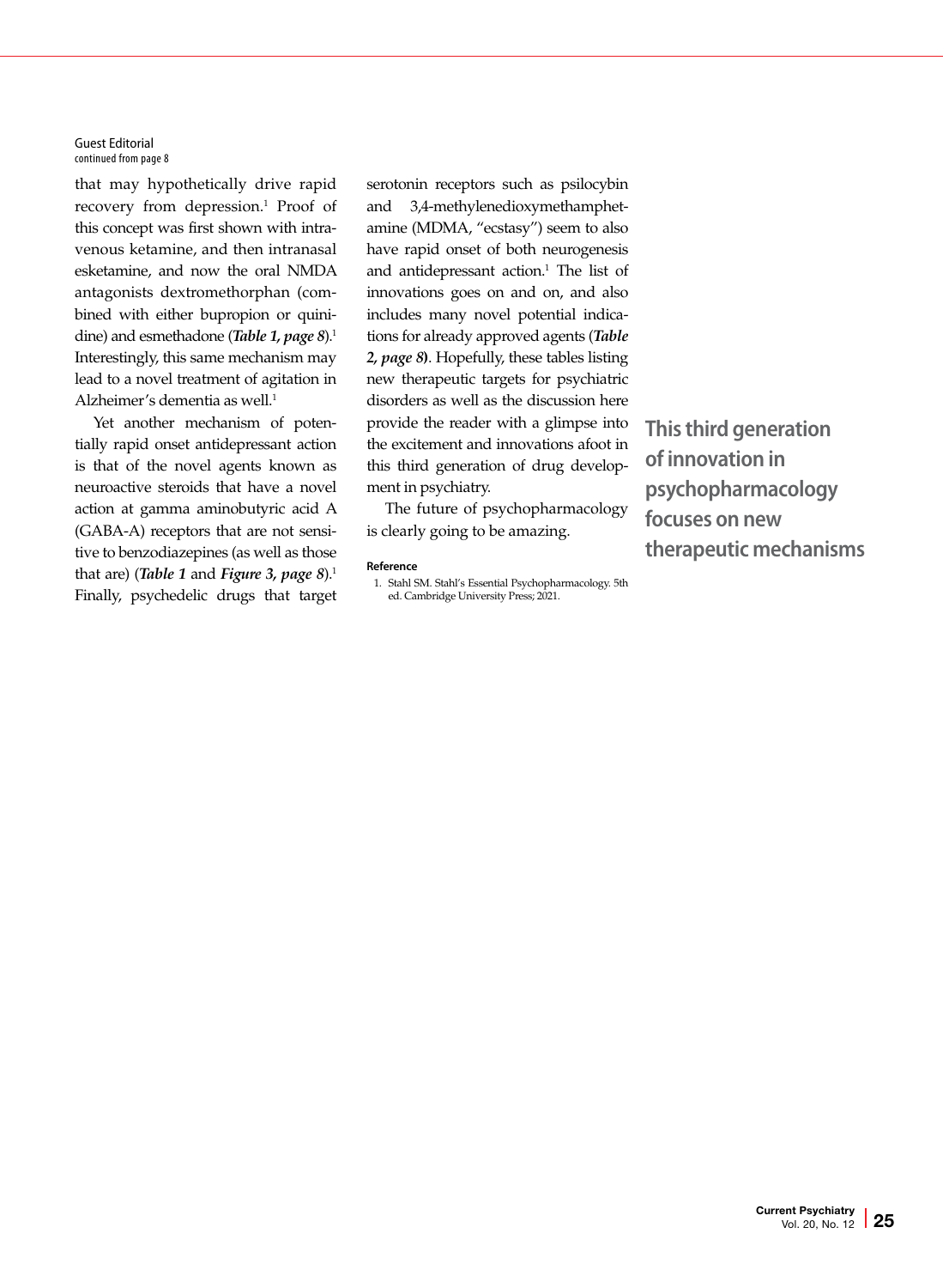Guest Editorial
continued from page 8

that may hypothetically drive rapid recovery from depression.[1] Proof of this concept was first shown with intravenous ketamine, and then intranasal esketamine, and now the oral NMDA antagonists dextromethorphan (combined with either bupropion or quinidine) and esmethadone (***Table 1, page 8***).[1] Interestingly, this same mechanism may lead to a novel treatment of agitation in Alzheimer's dementia as well.[1]

Yet another mechanism of potentially rapid onset antidepressant action is that of the novel agents known as neuroactive steroids that have a novel action at gamma aminobutyric acid A (GABA-A) receptors that are not sensitive to benzodiazepines (as well as those that are) (***Table 1*** and ***Figure 3, page 8***).[1] Finally, psychedelic drugs that target serotonin receptors such as psilocybin and 3,4-methylenedioxymethamphetamine (MDMA, "ecstasy") seem to also have rapid onset of both neurogenesis and antidepressant action.[1] The list of innovations goes on and on, and also includes many novel potential indications for already approved agents (***Table 2, page 8***). Hopefully, these tables listing new therapeutic targets for psychiatric disorders as well as the discussion here provide the reader with a glimpse into the excitement and innovations afoot in this third generation of drug development in psychiatry.

The future of psychopharmacology is clearly going to be amazing.

**This third generation of innovation in psychopharmacology focuses on new therapeutic mechanisms**

#### Reference

1. Stahl SM. Stahl's Essential Psychopharmacology. 5th ed. Cambridge University Press; 2021.